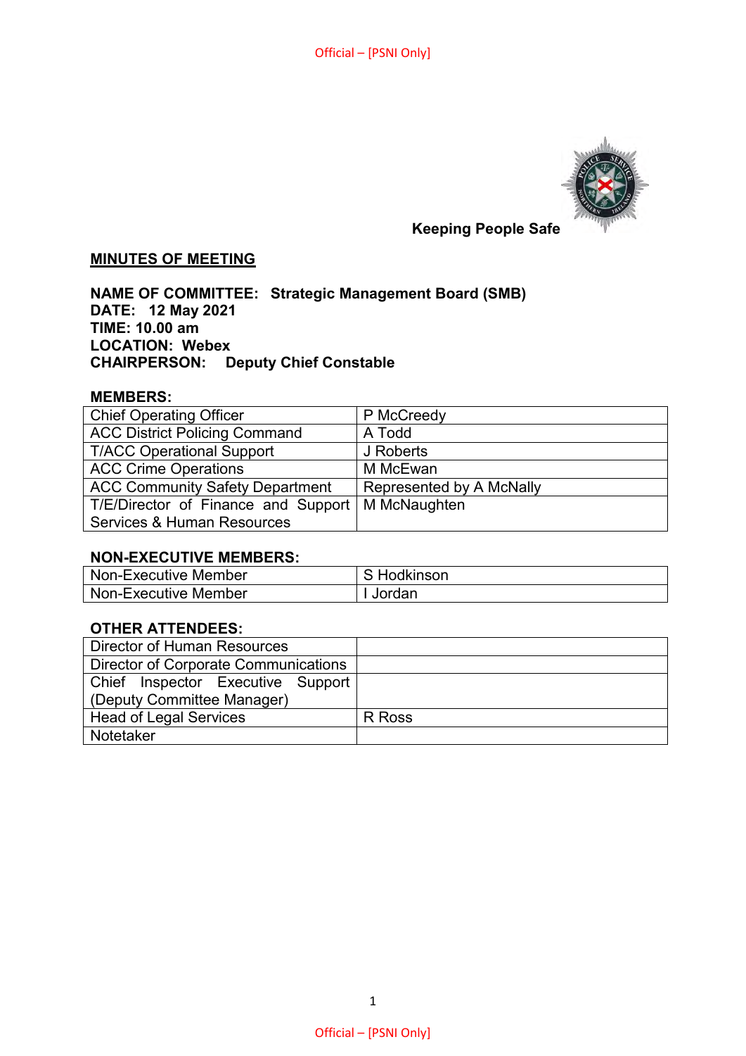**Keeping People Safe**

## MINUTES OF MEETING

**NAME OF COMMITTEE: Strategic Management Board (SMB)**
**DATE: 12 May 2021**
**TIME: 10.00 am**
**LOCATION: Webex**
**CHAIRPERSON: Deputy Chief Constable**

### MEMBERS:

| | |
|---|---|
| Chief Operating Officer | P McCreedy |
| ACC District Policing Command | A Todd |
| T/ACC Operational Support | J Roberts |
| ACC Crime Operations | M McEwan |
| ACC Community Safety Department | Represented by A McNally |
| T/E/Director of Finance and Support Services & Human Resources | M McNaughten |

### NON-EXECUTIVE MEMBERS:

| | |
|---|---|
| Non-Executive Member | S Hodkinson |
| Non-Executive Member | I Jordan |

### OTHER ATTENDEES:

| | |
|---|---|
| Director of Human Resources | |
| Director of Corporate Communications | |
| Chief Inspector Executive Support (Deputy Committee Manager) | |
| Head of Legal Services | R Ross |
| Notetaker | |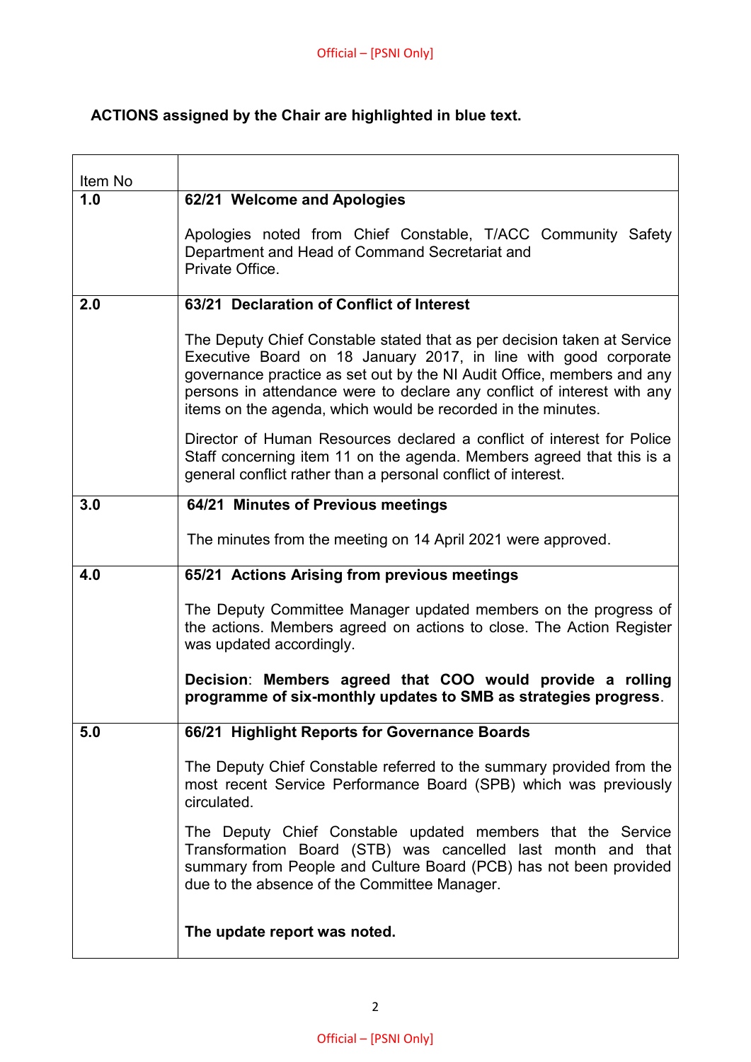**ACTIONS assigned by the Chair are highlighted in blue text.**

| Item No | |
|---|---|
| **1.0** | **62/21 Welcome and Apologies**<br><br>Apologies noted from Chief Constable, T/ACC Community Safety Department and Head of Command Secretariat and Private Office. |
| **2.0** | **63/21 Declaration of Conflict of Interest**<br><br>The Deputy Chief Constable stated that as per decision taken at Service Executive Board on 18 January 2017, in line with good corporate governance practice as set out by the NI Audit Office, members and any persons in attendance were to declare any conflict of interest with any items on the agenda, which would be recorded in the minutes.<br><br>Director of Human Resources declared a conflict of interest for Police Staff concerning item 11 on the agenda. Members agreed that this is a general conflict rather than a personal conflict of interest. |
| **3.0** | **64/21 Minutes of Previous meetings**<br><br>The minutes from the meeting on 14 April 2021 were approved. |
| **4.0** | **65/21 Actions Arising from previous meetings**<br><br>The Deputy Committee Manager updated members on the progress of the actions. Members agreed on actions to close. The Action Register was updated accordingly.<br><br>**Decision**: **Members agreed that COO would provide a rolling programme of six-monthly updates to SMB as strategies progress**. |
| **5.0** | **66/21 Highlight Reports for Governance Boards**<br><br>The Deputy Chief Constable referred to the summary provided from the most recent Service Performance Board (SPB) which was previously circulated.<br><br>The Deputy Chief Constable updated members that the Service Transformation Board (STB) was cancelled last month and that summary from People and Culture Board (PCB) has not been provided due to the absence of the Committee Manager.<br><br>**The update report was noted.** |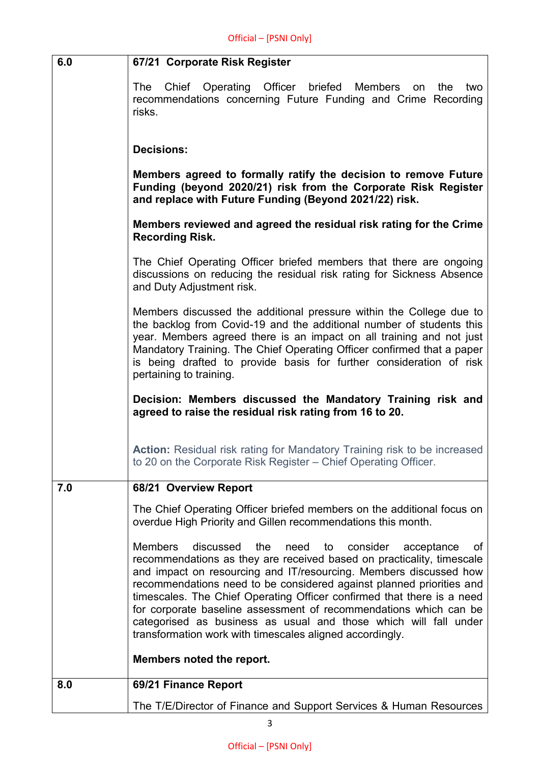| | |
|---|---|
| **6.0** | **67/21 Corporate Risk Register**<br><br>The Chief Operating Officer briefed Members on the two recommendations concerning Future Funding and Crime Recording risks.<br><br>**Decisions:**<br><br>**Members agreed to formally ratify the decision to remove Future Funding (beyond 2020/21) risk from the Corporate Risk Register and replace with Future Funding (Beyond 2021/22) risk.**<br><br>**Members reviewed and agreed the residual risk rating for the Crime Recording Risk.**<br><br>The Chief Operating Officer briefed members that there are ongoing discussions on reducing the residual risk rating for Sickness Absence and Duty Adjustment risk.<br><br>Members discussed the additional pressure within the College due to the backlog from Covid-19 and the additional number of students this year. Members agreed there is an impact on all training and not just Mandatory Training. The Chief Operating Officer confirmed that a paper is being drafted to provide basis for further consideration of risk pertaining to training.<br><br>**Decision: Members discussed the Mandatory Training risk and agreed to raise the residual risk rating from 16 to 20.**<br><br>**Action:** Residual risk rating for Mandatory Training risk to be increased to 20 on the Corporate Risk Register – Chief Operating Officer. |
| **7.0** | **68/21 Overview Report**<br><br>The Chief Operating Officer briefed members on the additional focus on overdue High Priority and Gillen recommendations this month.<br><br>Members discussed the need to consider acceptance of recommendations as they are received based on practicality, timescale and impact on resourcing and IT/resourcing. Members discussed how recommendations need to be considered against planned priorities and timescales. The Chief Operating Officer confirmed that there is a need for corporate baseline assessment of recommendations which can be categorised as business as usual and those which will fall under transformation work with timescales aligned accordingly.<br><br>**Members noted the report.** |
| **8.0** | **69/21 Finance Report**<br><br>The T/E/Director of Finance and Support Services & Human Resources |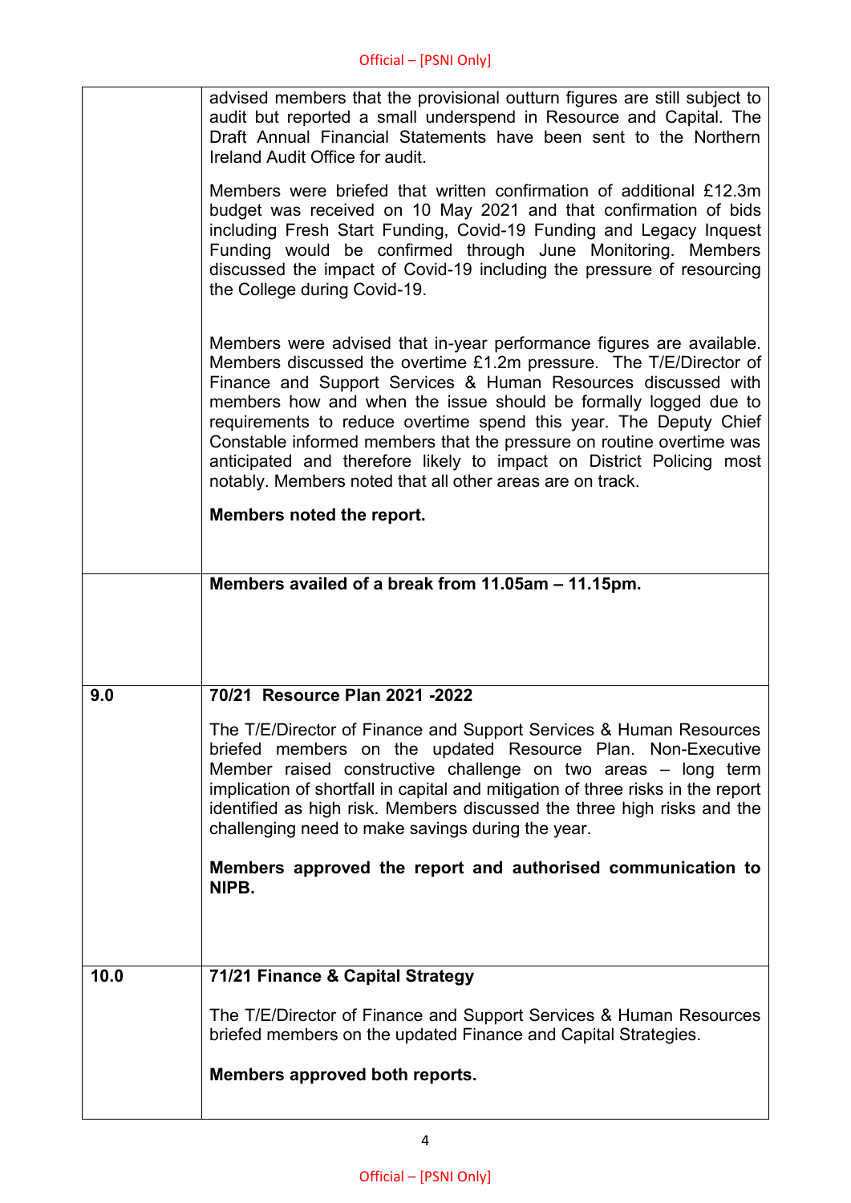| | |
|---|---|
| | advised members that the provisional outturn figures are still subject to audit but reported a small underspend in Resource and Capital. The Draft Annual Financial Statements have been sent to the Northern Ireland Audit Office for audit.<br><br>Members were briefed that written confirmation of additional £12.3m budget was received on 10 May 2021 and that confirmation of bids including Fresh Start Funding, Covid-19 Funding and Legacy Inquest Funding would be confirmed through June Monitoring. Members discussed the impact of Covid-19 including the pressure of resourcing the College during Covid-19.<br><br>Members were advised that in-year performance figures are available. Members discussed the overtime £1.2m pressure. The T/E/Director of Finance and Support Services & Human Resources discussed with members how and when the issue should be formally logged due to requirements to reduce overtime spend this year. The Deputy Chief Constable informed members that the pressure on routine overtime was anticipated and therefore likely to impact on District Policing most notably. Members noted that all other areas are on track.<br><br>**Members noted the report.** |
| | **Members availed of a break from 11.05am – 11.15pm.** |
| **9.0** | **70/21 Resource Plan 2021 -2022**<br><br>The T/E/Director of Finance and Support Services & Human Resources briefed members on the updated Resource Plan. Non-Executive Member raised constructive challenge on two areas – long term implication of shortfall in capital and mitigation of three risks in the report identified as high risk. Members discussed the three high risks and the challenging need to make savings during the year.<br><br>**Members approved the report and authorised communication to NIPB.** |
| **10.0** | **71/21 Finance & Capital Strategy**<br><br>The T/E/Director of Finance and Support Services & Human Resources briefed members on the updated Finance and Capital Strategies.<br><br>**Members approved both reports.** |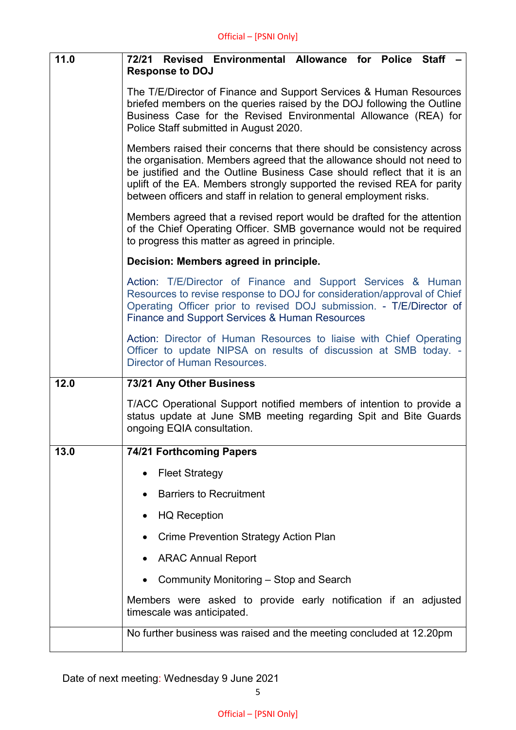| | |
|---|---|
| 11.0 | **72/21 Revised Environmental Allowance for Police Staff – Response to DOJ**<br><br>The T/E/Director of Finance and Support Services & Human Resources briefed members on the queries raised by the DOJ following the Outline Business Case for the Revised Environmental Allowance (REA) for Police Staff submitted in August 2020.<br><br>Members raised their concerns that there should be consistency across the organisation. Members agreed that the allowance should not need to be justified and the Outline Business Case should reflect that it is an uplift of the EA. Members strongly supported the revised REA for parity between officers and staff in relation to general employment risks.<br><br>Members agreed that a revised report would be drafted for the attention of the Chief Operating Officer. SMB governance would not be required to progress this matter as agreed in principle.<br><br>**Decision: Members agreed in principle.**<br><br>Action: T/E/Director of Finance and Support Services & Human Resources to revise response to DOJ for consideration/approval of Chief Operating Officer prior to revised DOJ submission. - T/E/Director of Finance and Support Services & Human Resources<br><br>Action: Director of Human Resources to liaise with Chief Operating Officer to update NIPSA on results of discussion at SMB today. - Director of Human Resources. |
| 12.0 | **73/21 Any Other Business**<br><br>T/ACC Operational Support notified members of intention to provide a status update at June SMB meeting regarding Spit and Bite Guards ongoing EQIA consultation. |
| 13.0 | **74/21 Forthcoming Papers**<br><br>• Fleet Strategy<br>• Barriers to Recruitment<br>• HQ Reception<br>• Crime Prevention Strategy Action Plan<br>• ARAC Annual Report<br>• Community Monitoring – Stop and Search<br><br>Members were asked to provide early notification if an adjusted timescale was anticipated. |
| | No further business was raised and the meeting concluded at 12.20pm |

Date of next meeting: Wednesday 9 June 2021